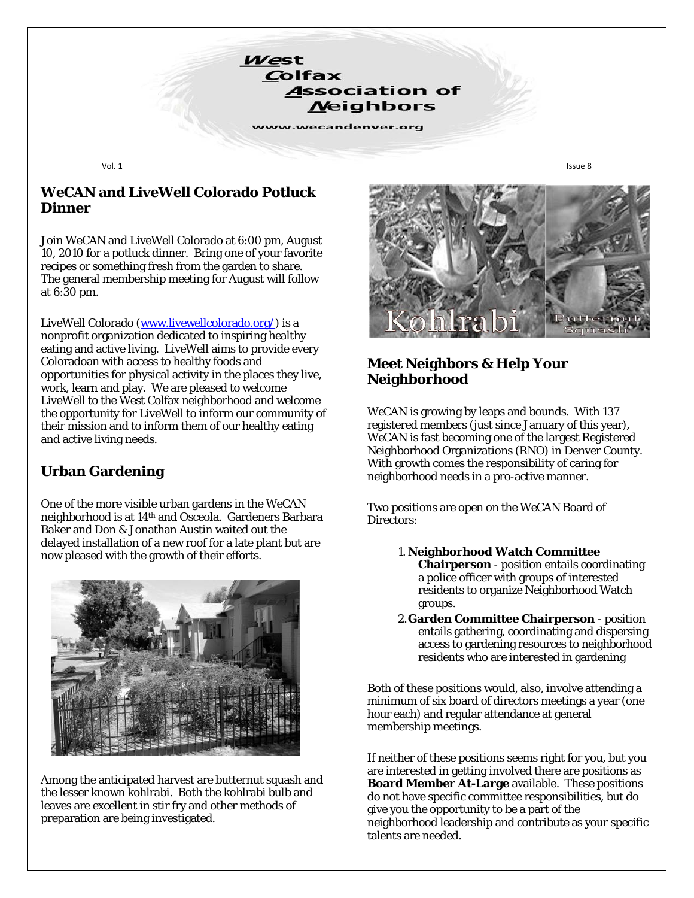# West Colfax Association of Neighbors

www.wecandenver.org

## WeCAN and LiveWell Colorado Potluck Dinner

Join WeCAN and LiveWell Colorado at 6:00 pm, August 10, 2010 for a potluck dinner. Bring one of your favorite recipes or something fresh from the garden to share. The general membership meeting for August will follow at 6:30 pm.

LiveWell Colorado (www.livewellcolorado.org/) is a nonprofit organization dedicated to inspiring healthy eating and active living. LiveWell aims to provide every Coloradoan with access to healthy foods and opportunities for physical activity in the places they live, work, learn and play. We are pleased to welcome LiveWell to the West Colfax neighborhood and welcome the opportunity for LiveWell to inform our community of their mission and to inform them of our healthy eating and active living needs.

## Urban Gardening

One of the more visible urban gardens in the WeCAN neighborhood is at 14th and Osceola. Gardeners Barbara Baker and Don & Jonathan Austin waited out the delayed installation of a new roof for a late plant but are now pleased with the growth of their efforts.

Among the anticipated harvest are butternut squash and the lesser known kohlrabi. Both the kohlrabi bulb and leaves are excellent in stir fry and other methods of preparation are being investigated.

Kohlrabi

Butternut Squash

## Meet Neighbors & Help Your Neighborhood

WeCAN is growing by leaps and bounds. With 137 registered members (just since January of this year), WeCAN is fast becoming one of the largest Registered Neighborhood Organizations (RNO) in Denver County. With growth comes the responsibility of caring for neighborhood needs in a pro-active manner.

Two positions are open on the WeCAN Board of Directors:

1. **Neighborhood Watch Committee Chairperson** - position entails coordinating a police officer with groups of interested residents to organize Neighborhood Watch groups.
2. **Garden Committee Chairperson** - position entails gathering, coordinating and dispersing access to gardening resources to neighborhood residents who are interested in gardening

Both of these positions would, also, involve attending a minimum of six board of directors meetings a year (one hour each) and regular attendance at general membership meetings.

If neither of these positions seems right for you, but you are interested in getting involved there are positions as **Board Member At-Large** available. These positions do not have specific committee responsibilities, but do give you the opportunity to be a part of the neighborhood leadership and contribute as your specific talents are needed.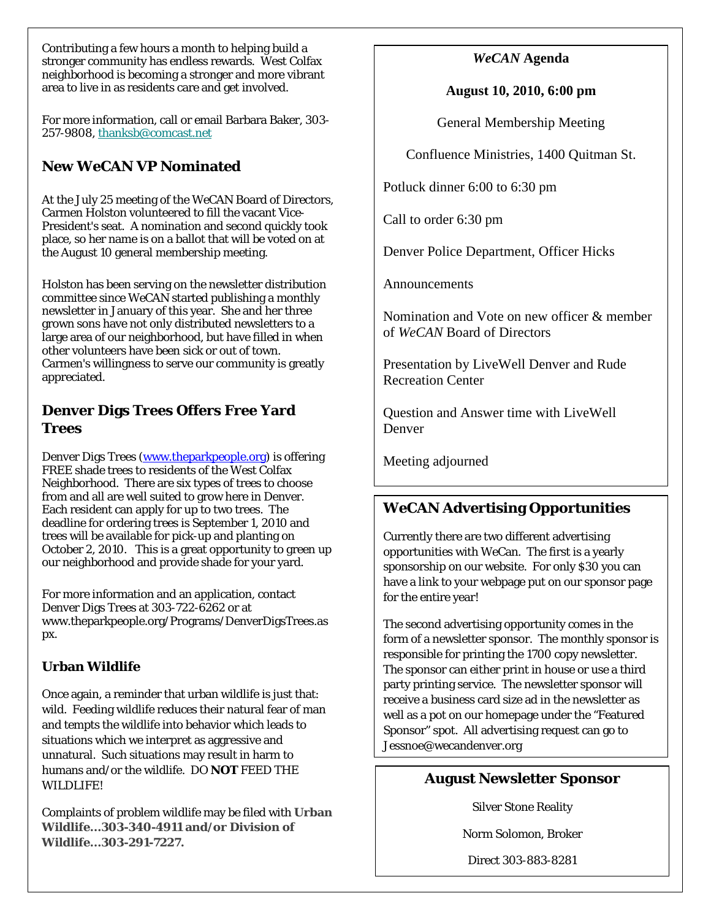Contributing a few hours a month to helping build a stronger community has endless rewards. West Colfax neighborhood is becoming a stronger and more vibrant area to live in as residents care and get involved.

For more information, call or email Barbara Baker, 303-257-9808, thanksb@comcast.net

## New WeCAN VP Nominated

At the July 25 meeting of the WeCAN Board of Directors, Carmen Holston volunteered to fill the vacant Vice-President's seat. A nomination and second quickly took place, so her name is on a ballot that will be voted on at the August 10 general membership meeting.

Holston has been serving on the newsletter distribution committee since WeCAN started publishing a monthly newsletter in January of this year. She and her three grown sons have not only distributed newsletters to a large area of our neighborhood, but have filled in when other volunteers have been sick or out of town. Carmen's willingness to serve our community is greatly appreciated.

## Denver Digs Trees Offers Free Yard Trees

Denver Digs Trees (www.theparkpeople.org) is offering FREE shade trees to residents of the West Colfax Neighborhood. There are six types of trees to choose from and all are well suited to grow here in Denver. Each resident can apply for up to two trees. The deadline for ordering trees is September 1, 2010 and trees will be available for pick-up and planting on October 2, 2010. This is a great opportunity to green up our neighborhood and provide shade for your yard.

For more information and an application, contact Denver Digs Trees at 303-722-6262 or at www.theparkpeople.org/Programs/DenverDigsTrees.aspx.

### Urban Wildlife

Once again, a reminder that urban wildlife is just that: wild. Feeding wildlife reduces their natural fear of man and tempts the wildlife into behavior which leads to situations which we interpret as aggressive and unnatural. Such situations may result in harm to humans and/or the wildlife. DO **NOT** FEED THE WILDLIFE!

Complaints of problem wildlife may be filed with **Urban Wildlife…303-340-4911 and/or Division of Wildlife…303-291-7227.**

## *WeCAN* Agenda

**August 10, 2010, 6:00 pm**

General Membership Meeting

Confluence Ministries, 1400 Quitman St.

Potluck dinner 6:00 to 6:30 pm

Call to order 6:30 pm

Denver Police Department, Officer Hicks

Announcements

Nomination and Vote on new officer & member of *WeCAN* Board of Directors

Presentation by LiveWell Denver and Rude Recreation Center

Question and Answer time with LiveWell Denver

Meeting adjourned

## WeCAN Advertising Opportunities

Currently there are two different advertising opportunities with WeCan. The first is a yearly sponsorship on our website. For only $30 you can have a link to your webpage put on our sponsor page for the entire year!

The second advertising opportunity comes in the form of a newsletter sponsor. The monthly sponsor is responsible for printing the 1700 copy newsletter. The sponsor can either print in house or use a third party printing service. The newsletter sponsor will receive a business card size ad in the newsletter as well as a pot on our homepage under the "Featured Sponsor" spot. All advertising request can go to Jessnoe@wecandenver.org

## August Newsletter Sponsor

Silver Stone Reality

Norm Solomon, Broker

Direct 303-883-8281